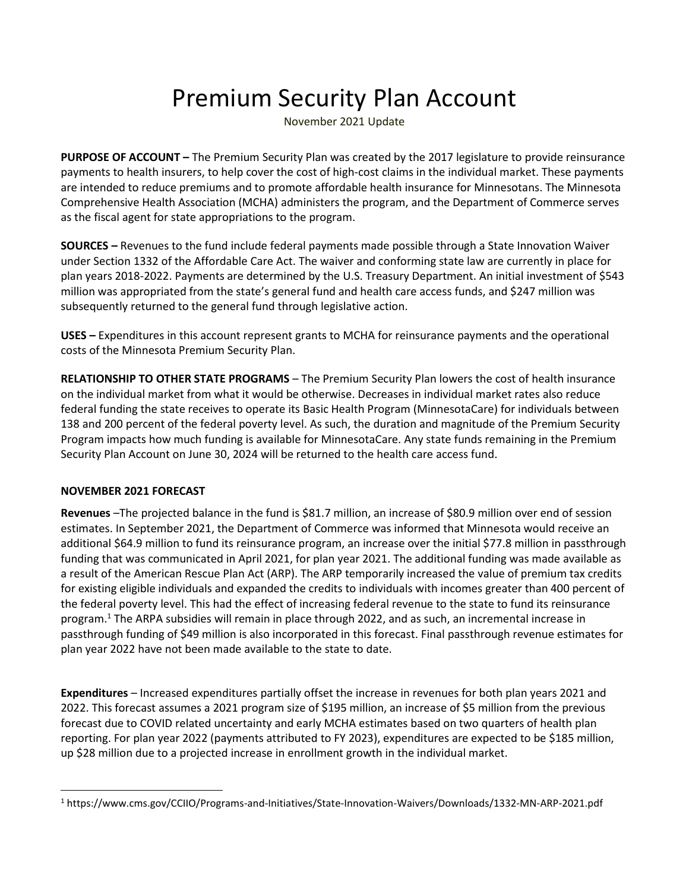# Premium Security Plan Account

November 2021 Update

**PURPOSE OF ACCOUNT –** The Premium Security Plan was created by the 2017 legislature to provide reinsurance payments to health insurers, to help cover the cost of high-cost claims in the individual market. These payments are intended to reduce premiums and to promote affordable health insurance for Minnesotans. The Minnesota Comprehensive Health Association (MCHA) administers the program, and the Department of Commerce serves as the fiscal agent for state appropriations to the program.

**SOURCES –** Revenues to the fund include federal payments made possible through a State Innovation Waiver under Section 1332 of the Affordable Care Act. The waiver and conforming state law are currently in place for plan years 2018-2022. Payments are determined by the U.S. Treasury Department. An initial investment of $543 million was appropriated from the state's general fund and health care access funds, and $247 million was subsequently returned to the general fund through legislative action.

**USES –** Expenditures in this account represent grants to MCHA for reinsurance payments and the operational costs of the Minnesota Premium Security Plan.

**RELATIONSHIP TO OTHER STATE PROGRAMS** – The Premium Security Plan lowers the cost of health insurance on the individual market from what it would be otherwise. Decreases in individual market rates also reduce federal funding the state receives to operate its Basic Health Program (MinnesotaCare) for individuals between 138 and 200 percent of the federal poverty level. As such, the duration and magnitude of the Premium Security Program impacts how much funding is available for MinnesotaCare. Any state funds remaining in the Premium Security Plan Account on June 30, 2024 will be returned to the health care access fund.

**NOVEMBER 2021 FORECAST**

**Revenues** –The projected balance in the fund is $81.7 million, an increase of $80.9 million over end of session estimates. In September 2021, the Department of Commerce was informed that Minnesota would receive an additional $64.9 million to fund its reinsurance program, an increase over the initial $77.8 million in passthrough funding that was communicated in April 2021, for plan year 2021. The additional funding was made available as a result of the American Rescue Plan Act (ARP). The ARP temporarily increased the value of premium tax credits for existing eligible individuals and expanded the credits to individuals with incomes greater than 400 percent of the federal poverty level. This had the effect of increasing federal revenue to the state to fund its reinsurance program.[1] The ARPA subsidies will remain in place through 2022, and as such, an incremental increase in passthrough funding of $49 million is also incorporated in this forecast. Final passthrough revenue estimates for plan year 2022 have not been made available to the state to date.

**Expenditures** – Increased expenditures partially offset the increase in revenues for both plan years 2021 and 2022. This forecast assumes a 2021 program size of $195 million, an increase of $5 million from the previous forecast due to COVID related uncertainty and early MCHA estimates based on two quarters of health plan reporting. For plan year 2022 (payments attributed to FY 2023), expenditures are expected to be $185 million, up $28 million due to a projected increase in enrollment growth in the individual market.

[1] https://www.cms.gov/CCIIO/Programs-and-Initiatives/State-Innovation-Waivers/Downloads/1332-MN-ARP-2021.pdf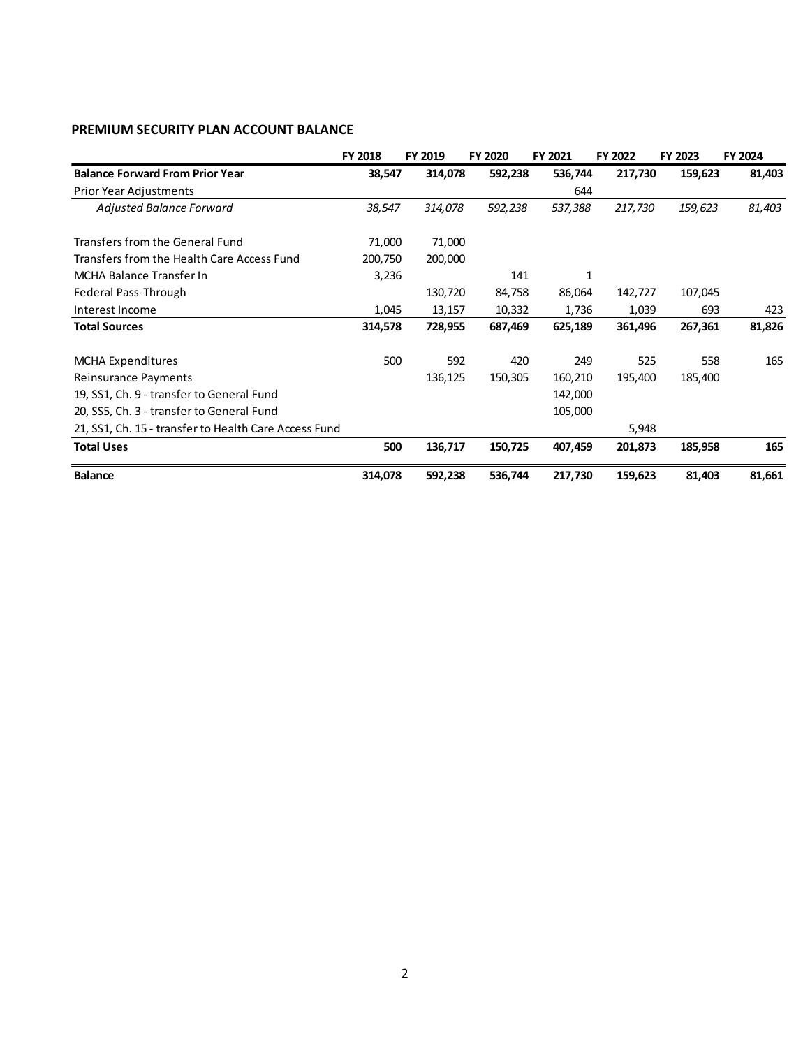### PREMIUM SECURITY PLAN ACCOUNT BALANCE

| | FY 2018 | FY 2019 | FY 2020 | FY 2021 | FY 2022 | FY 2023 | FY 2024 |
|---|---|---|---|---|---|---|---|
| **Balance Forward From Prior Year** | **38,547** | **314,078** | **592,238** | **536,744** | **217,730** | **159,623** | **81,403** |
| Prior Year Adjustments | | | | 644 | | | |
| *Adjusted Balance Forward* | *38,547* | *314,078* | *592,238* | *537,388* | *217,730* | *159,623* | *81,403* |
| | | | | | | | |
| Transfers from the General Fund | 71,000 | 71,000 | | | | | |
| Transfers from the Health Care Access Fund | 200,750 | 200,000 | | | | | |
| MCHA Balance Transfer In | 3,236 | | 141 | 1 | | | |
| Federal Pass-Through | | 130,720 | 84,758 | 86,064 | 142,727 | 107,045 | |
| Interest Income | 1,045 | 13,157 | 10,332 | 1,736 | 1,039 | 693 | 423 |
| **Total Sources** | **314,578** | **728,955** | **687,469** | **625,189** | **361,496** | **267,361** | **81,826** |
| | | | | | | | |
| MCHA Expenditures | 500 | 592 | 420 | 249 | 525 | 558 | 165 |
| Reinsurance Payments | | 136,125 | 150,305 | 160,210 | 195,400 | 185,400 | |
| 19, SS1, Ch. 9 - transfer to General Fund | | | | 142,000 | | | |
| 20, SS5, Ch. 3 - transfer to General Fund | | | | 105,000 | | | |
| 21, SS1, Ch. 15 - transfer to Health Care Access Fund | | | | | 5,948 | | |
| **Total Uses** | **500** | **136,717** | **150,725** | **407,459** | **201,873** | **185,958** | **165** |
| | | | | | | | |
| **Balance** | **314,078** | **592,238** | **536,744** | **217,730** | **159,623** | **81,403** | **81,661** |